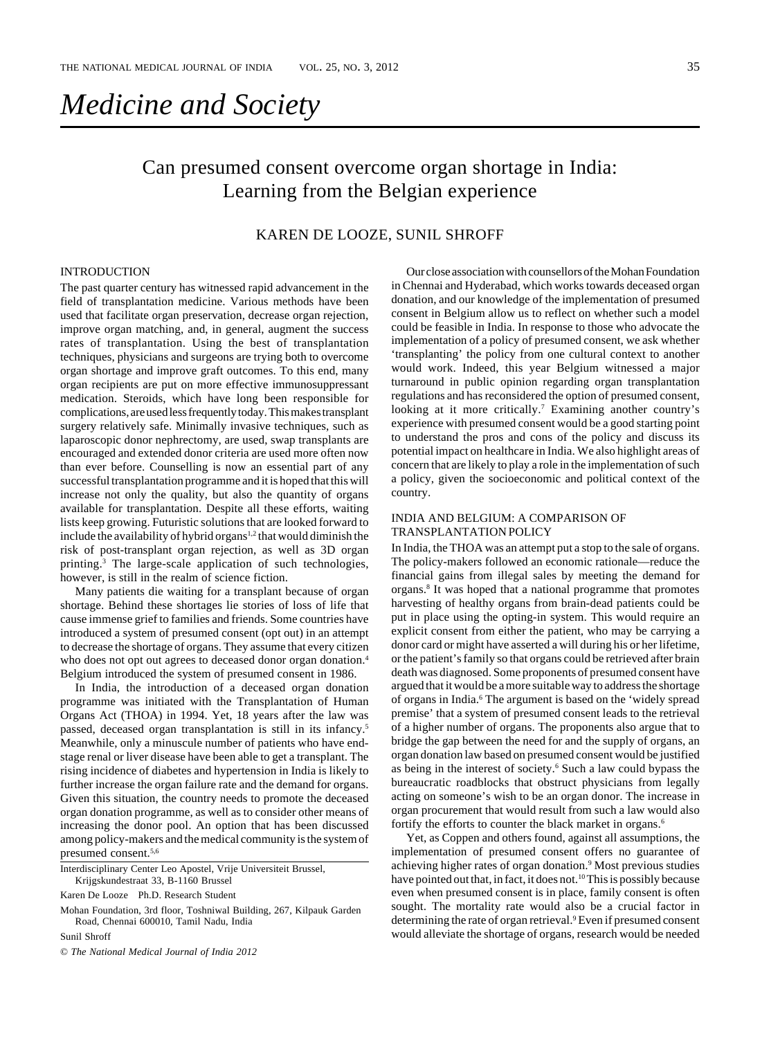# Medicine and Society

## Can presumed consent overcome organ shortage in India: Learning from the Belgian experience

KAREN DE LOOZE, SUNIL SHROFF

### INTRODUCTION

The past quarter century has witnessed rapid advancement in the field of transplantation medicine. Various methods have been used that facilitate organ preservation, decrease organ rejection, improve organ matching, and, in general, augment the success rates of transplantation. Using the best of transplantation techniques, physicians and surgeons are trying both to overcome organ shortage and improve graft outcomes. To this end, many organ recipients are put on more effective immunosuppressant medication. Steroids, which have long been responsible for complications, are used less frequently today. This makes transplant surgery relatively safe. Minimally invasive techniques, such as laparoscopic donor nephrectomy, are used, swap transplants are encouraged and extended donor criteria are used more often now than ever before. Counselling is now an essential part of any successful transplantation programme and it is hoped that this will increase not only the quality, but also the quantity of organs available for transplantation. Despite all these efforts, waiting lists keep growing. Futuristic solutions that are looked forward to include the availability of hybrid organs[1,2] that would diminish the risk of post-transplant organ rejection, as well as 3D organ printing.[3] The large-scale application of such technologies, however, is still in the realm of science fiction.

Many patients die waiting for a transplant because of organ shortage. Behind these shortages lie stories of loss of life that cause immense grief to families and friends. Some countries have introduced a system of presumed consent (opt out) in an attempt to decrease the shortage of organs. They assume that every citizen who does not opt out agrees to deceased donor organ donation.[4] Belgium introduced the system of presumed consent in 1986.

In India, the introduction of a deceased organ donation programme was initiated with the Transplantation of Human Organs Act (THOA) in 1994. Yet, 18 years after the law was passed, deceased organ transplantation is still in its infancy.[5] Meanwhile, only a minuscule number of patients who have end-stage renal or liver disease have been able to get a transplant. The rising incidence of diabetes and hypertension in India is likely to further increase the organ failure rate and the demand for organs. Given this situation, the country needs to promote the deceased organ donation programme, as well as to consider other means of increasing the donor pool. An option that has been discussed among policy-makers and the medical community is the system of presumed consent.[5,6]

Interdisciplinary Center Leo Apostel, Vrije Universiteit Brussel, Krijgskundestraat 33, B-1160 Brussel

Karen De Looze Ph.D. Research Student

Mohan Foundation, 3rd floor, Toshniwal Building, 267, Kilpauk Garden Road, Chennai 600010, Tamil Nadu, India

Sunil Shroff

© *The National Medical Journal of India 2012*

Our close association with counsellors of the Mohan Foundation in Chennai and Hyderabad, which works towards deceased organ donation, and our knowledge of the implementation of presumed consent in Belgium allow us to reflect on whether such a model could be feasible in India. In response to those who advocate the implementation of a policy of presumed consent, we ask whether 'transplanting' the policy from one cultural context to another would work. Indeed, this year Belgium witnessed a major turnaround in public opinion regarding organ transplantation regulations and has reconsidered the option of presumed consent, looking at it more critically.[7] Examining another country's experience with presumed consent would be a good starting point to understand the pros and cons of the policy and discuss its potential impact on healthcare in India. We also highlight areas of concern that are likely to play a role in the implementation of such a policy, given the socioeconomic and political context of the country.

### INDIA AND BELGIUM: A COMPARISON OF TRANSPLANTATION POLICY

In India, the THOA was an attempt put a stop to the sale of organs. The policy-makers followed an economic rationale—reduce the financial gains from illegal sales by meeting the demand for organs.[8] It was hoped that a national programme that promotes harvesting of healthy organs from brain-dead patients could be put in place using the opting-in system. This would require an explicit consent from either the patient, who may be carrying a donor card or might have asserted a will during his or her lifetime, or the patient's family so that organs could be retrieved after brain death was diagnosed. Some proponents of presumed consent have argued that it would be a more suitable way to address the shortage of organs in India.[6] The argument is based on the 'widely spread premise' that a system of presumed consent leads to the retrieval of a higher number of organs. The proponents also argue that to bridge the gap between the need for and the supply of organs, an organ donation law based on presumed consent would be justified as being in the interest of society.[6] Such a law could bypass the bureaucratic roadblocks that obstruct physicians from legally acting on someone's wish to be an organ donor. The increase in organ procurement that would result from such a law would also fortify the efforts to counter the black market in organs.[6]

Yet, as Coppen and others found, against all assumptions, the implementation of presumed consent offers no guarantee of achieving higher rates of organ donation.[9] Most previous studies have pointed out that, in fact, it does not.[10] This is possibly because even when presumed consent is in place, family consent is often sought. The mortality rate would also be a crucial factor in determining the rate of organ retrieval.[9] Even if presumed consent would alleviate the shortage of organs, research would be needed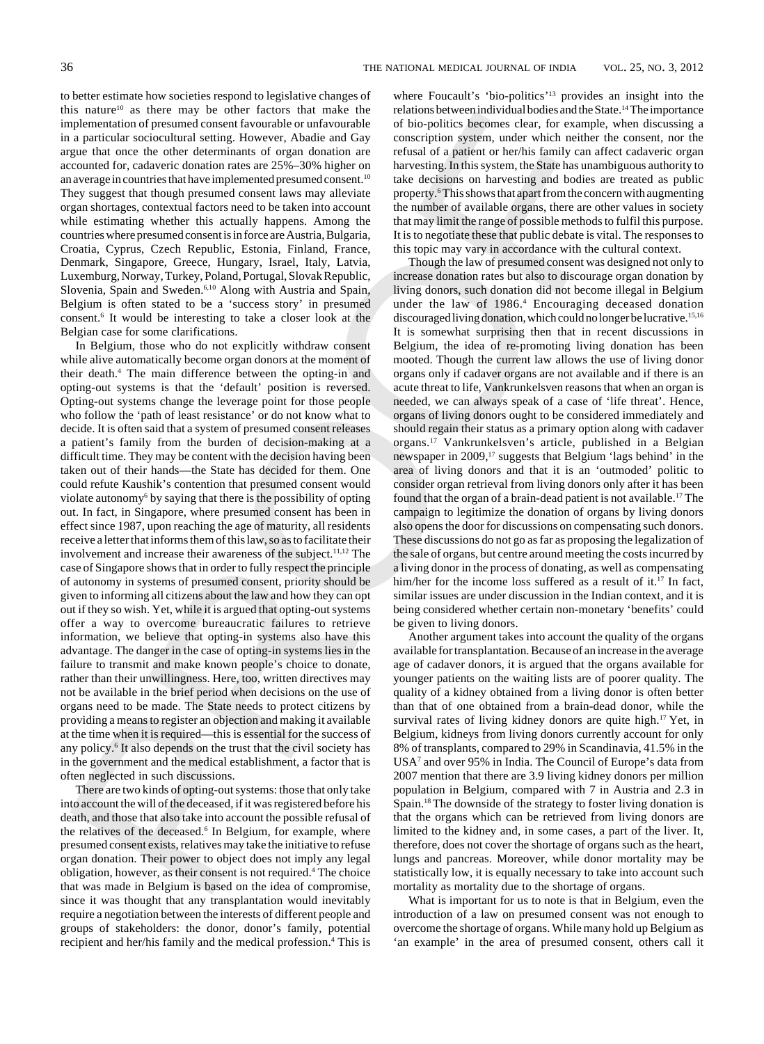to better estimate how societies respond to legislative changes of this nature[10] as there may be other factors that make the implementation of presumed consent favourable or unfavourable in a particular sociocultural setting. However, Abadie and Gay argue that once the other determinants of organ donation are accounted for, cadaveric donation rates are 25%–30% higher on an average in countries that have implemented presumed consent.[10] They suggest that though presumed consent laws may alleviate organ shortages, contextual factors need to be taken into account while estimating whether this actually happens. Among the countries where presumed consent is in force are Austria, Bulgaria, Croatia, Cyprus, Czech Republic, Estonia, Finland, France, Denmark, Singapore, Greece, Hungary, Israel, Italy, Latvia, Luxemburg, Norway, Turkey, Poland, Portugal, Slovak Republic, Slovenia, Spain and Sweden.[6,10] Along with Austria and Spain, Belgium is often stated to be a 'success story' in presumed consent.[6] It would be interesting to take a closer look at the Belgian case for some clarifications.

In Belgium, those who do not explicitly withdraw consent while alive automatically become organ donors at the moment of their death.[4] The main difference between the opting-in and opting-out systems is that the 'default' position is reversed. Opting-out systems change the leverage point for those people who follow the 'path of least resistance' or do not know what to decide. It is often said that a system of presumed consent releases a patient's family from the burden of decision-making at a difficult time. They may be content with the decision having been taken out of their hands—the State has decided for them. One could refute Kaushik's contention that presumed consent would violate autonomy[6] by saying that there is the possibility of opting out. In fact, in Singapore, where presumed consent has been in effect since 1987, upon reaching the age of maturity, all residents receive a letter that informs them of this law, so as to facilitate their involvement and increase their awareness of the subject.[11,12] The case of Singapore shows that in order to fully respect the principle of autonomy in systems of presumed consent, priority should be given to informing all citizens about the law and how they can opt out if they so wish. Yet, while it is argued that opting-out systems offer a way to overcome bureaucratic failures to retrieve information, we believe that opting-in systems also have this advantage. The danger in the case of opting-in systems lies in the failure to transmit and make known people's choice to donate, rather than their unwillingness. Here, too, written directives may not be available in the brief period when decisions on the use of organs need to be made. The State needs to protect citizens by providing a means to register an objection and making it available at the time when it is required—this is essential for the success of any policy.[6] It also depends on the trust that the civil society has in the government and the medical establishment, a factor that is often neglected in such discussions.

There are two kinds of opting-out systems: those that only take into account the will of the deceased, if it was registered before his death, and those that also take into account the possible refusal of the relatives of the deceased.[6] In Belgium, for example, where presumed consent exists, relatives may take the initiative to refuse organ donation. Their power to object does not imply any legal obligation, however, as their consent is not required.[4] The choice that was made in Belgium is based on the idea of compromise, since it was thought that any transplantation would inevitably require a negotiation between the interests of different people and groups of stakeholders: the donor, donor's family, potential recipient and her/his family and the medical profession.[4] This is where Foucault's 'bio-politics'[13] provides an insight into the relations between individual bodies and the State.[14] The importance of bio-politics becomes clear, for example, when discussing a conscription system, under which neither the consent, nor the refusal of a patient or her/his family can affect cadaveric organ harvesting. In this system, the State has unambiguous authority to take decisions on harvesting and bodies are treated as public property.[6] This shows that apart from the concern with augmenting the number of available organs, there are other values in society that may limit the range of possible methods to fulfil this purpose. It is to negotiate these that public debate is vital. The responses to this topic may vary in accordance with the cultural context.

Though the law of presumed consent was designed not only to increase donation rates but also to discourage organ donation by living donors, such donation did not become illegal in Belgium under the law of 1986.[4] Encouraging deceased donation discouraged living donation, which could no longer be lucrative.[15,16] It is somewhat surprising then that in recent discussions in Belgium, the idea of re-promoting living donation has been mooted. Though the current law allows the use of living donor organs only if cadaver organs are not available and if there is an acute threat to life, Vankrunkelsven reasons that when an organ is needed, we can always speak of a case of 'life threat'. Hence, organs of living donors ought to be considered immediately and should regain their status as a primary option along with cadaver organs.[17] Vankrunkelsven's article, published in a Belgian newspaper in 2009,[17] suggests that Belgium 'lags behind' in the area of living donors and that it is an 'outmoded' politic to consider organ retrieval from living donors only after it has been found that the organ of a brain-dead patient is not available.[17] The campaign to legitimize the donation of organs by living donors also opens the door for discussions on compensating such donors. These discussions do not go as far as proposing the legalization of the sale of organs, but centre around meeting the costs incurred by a living donor in the process of donating, as well as compensating him/her for the income loss suffered as a result of it.[17] In fact, similar issues are under discussion in the Indian context, and it is being considered whether certain non-monetary 'benefits' could be given to living donors.

Another argument takes into account the quality of the organs available for transplantation. Because of an increase in the average age of cadaver donors, it is argued that the organs available for younger patients on the waiting lists are of poorer quality. The quality of a kidney obtained from a living donor is often better than that of one obtained from a brain-dead donor, while the survival rates of living kidney donors are quite high.[17] Yet, in Belgium, kidneys from living donors currently account for only 8% of transplants, compared to 29% in Scandinavia, 41.5% in the USA[7] and over 95% in India. The Council of Europe's data from 2007 mention that there are 3.9 living kidney donors per million population in Belgium, compared with 7 in Austria and 2.3 in Spain.[18] The downside of the strategy to foster living donation is that the organs which can be retrieved from living donors are limited to the kidney and, in some cases, a part of the liver. It, therefore, does not cover the shortage of organs such as the heart, lungs and pancreas. Moreover, while donor mortality may be statistically low, it is equally necessary to take into account such mortality as mortality due to the shortage of organs.

What is important for us to note is that in Belgium, even the introduction of a law on presumed consent was not enough to overcome the shortage of organs. While many hold up Belgium as 'an example' in the area of presumed consent, others call it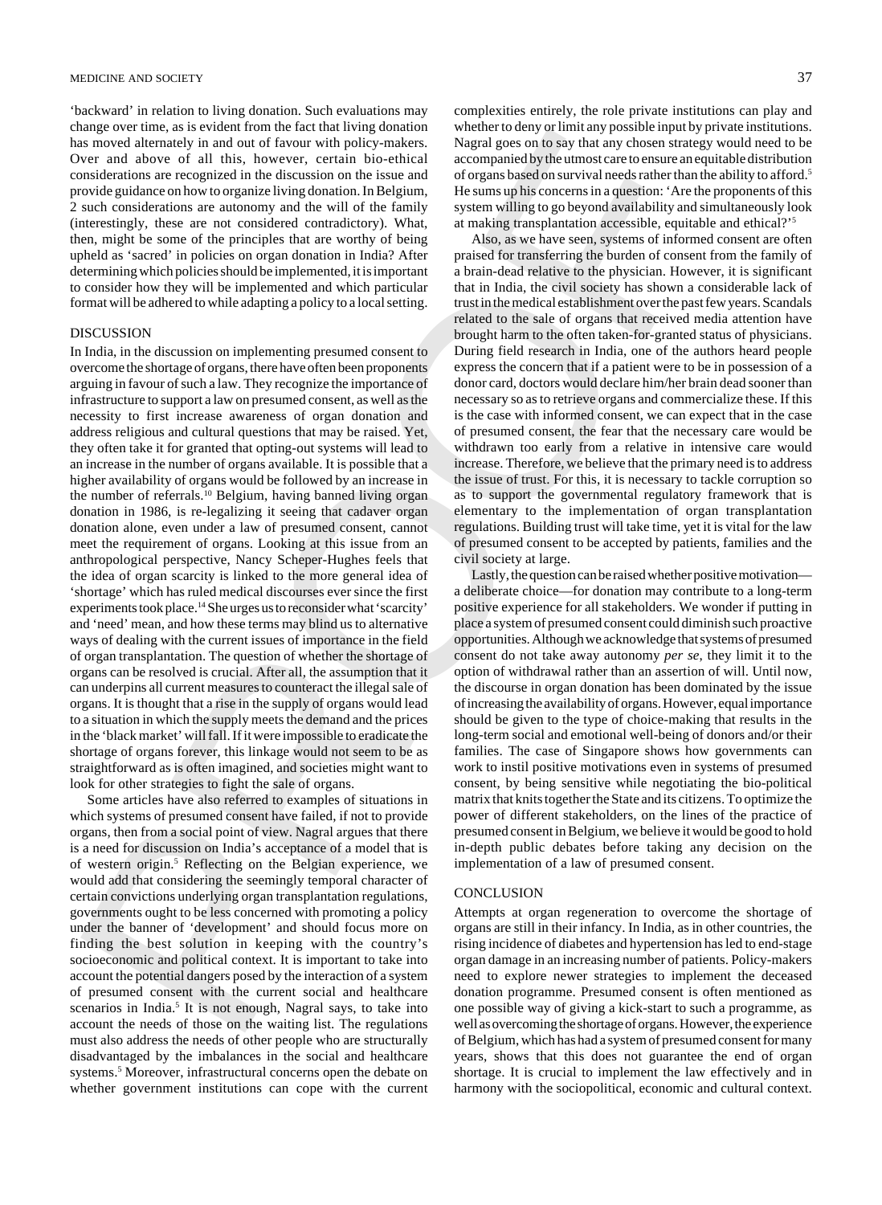'backward' in relation to living donation. Such evaluations may change over time, as is evident from the fact that living donation has moved alternately in and out of favour with policy-makers. Over and above of all this, however, certain bio-ethical considerations are recognized in the discussion on the issue and provide guidance on how to organize living donation. In Belgium, 2 such considerations are autonomy and the will of the family (interestingly, these are not considered contradictory). What, then, might be some of the principles that are worthy of being upheld as 'sacred' in policies on organ donation in India? After determining which policies should be implemented, it is important to consider how they will be implemented and which particular format will be adhered to while adapting a policy to a local setting.

## DISCUSSION

In India, in the discussion on implementing presumed consent to overcome the shortage of organs, there have often been proponents arguing in favour of such a law. They recognize the importance of infrastructure to support a law on presumed consent, as well as the necessity to first increase awareness of organ donation and address religious and cultural questions that may be raised. Yet, they often take it for granted that opting-out systems will lead to an increase in the number of organs available. It is possible that a higher availability of organs would be followed by an increase in the number of referrals.[10] Belgium, having banned living organ donation in 1986, is re-legalizing it seeing that cadaver organ donation alone, even under a law of presumed consent, cannot meet the requirement of organs. Looking at this issue from an anthropological perspective, Nancy Scheper-Hughes feels that the idea of organ scarcity is linked to the more general idea of 'shortage' which has ruled medical discourses ever since the first experiments took place.[14] She urges us to reconsider what 'scarcity' and 'need' mean, and how these terms may blind us to alternative ways of dealing with the current issues of importance in the field of organ transplantation. The question of whether the shortage of organs can be resolved is crucial. After all, the assumption that it can underpins all current measures to counteract the illegal sale of organs. It is thought that a rise in the supply of organs would lead to a situation in which the supply meets the demand and the prices in the 'black market' will fall. If it were impossible to eradicate the shortage of organs forever, this linkage would not seem to be as straightforward as is often imagined, and societies might want to look for other strategies to fight the sale of organs.

Some articles have also referred to examples of situations in which systems of presumed consent have failed, if not to provide organs, then from a social point of view. Nagral argues that there is a need for discussion on India's acceptance of a model that is of western origin.[5] Reflecting on the Belgian experience, we would add that considering the seemingly temporal character of certain convictions underlying organ transplantation regulations, governments ought to be less concerned with promoting a policy under the banner of 'development' and should focus more on finding the best solution in keeping with the country's socioeconomic and political context. It is important to take into account the potential dangers posed by the interaction of a system of presumed consent with the current social and healthcare scenarios in India.[5] It is not enough, Nagral says, to take into account the needs of those on the waiting list. The regulations must also address the needs of other people who are structurally disadvantaged by the imbalances in the social and healthcare systems.[5] Moreover, infrastructural concerns open the debate on whether government institutions can cope with the current complexities entirely, the role private institutions can play and whether to deny or limit any possible input by private institutions. Nagral goes on to say that any chosen strategy would need to be accompanied by the utmost care to ensure an equitable distribution of organs based on survival needs rather than the ability to afford.[5] He sums up his concerns in a question: 'Are the proponents of this system willing to go beyond availability and simultaneously look at making transplantation accessible, equitable and ethical?'[5]

Also, as we have seen, systems of informed consent are often praised for transferring the burden of consent from the family of a brain-dead relative to the physician. However, it is significant that in India, the civil society has shown a considerable lack of trust in the medical establishment over the past few years. Scandals related to the sale of organs that received media attention have brought harm to the often taken-for-granted status of physicians. During field research in India, one of the authors heard people express the concern that if a patient were to be in possession of a donor card, doctors would declare him/her brain dead sooner than necessary so as to retrieve organs and commercialize these. If this is the case with informed consent, we can expect that in the case of presumed consent, the fear that the necessary care would be withdrawn too early from a relative in intensive care would increase. Therefore, we believe that the primary need is to address the issue of trust. For this, it is necessary to tackle corruption so as to support the governmental regulatory framework that is elementary to the implementation of organ transplantation regulations. Building trust will take time, yet it is vital for the law of presumed consent to be accepted by patients, families and the civil society at large.

Lastly, the question can be raised whether positive motivation—a deliberate choice—for donation may contribute to a long-term positive experience for all stakeholders. We wonder if putting in place a system of presumed consent could diminish such proactive opportunities. Although we acknowledge that systems of presumed consent do not take away autonomy *per se*, they limit it to the option of withdrawal rather than an assertion of will. Until now, the discourse in organ donation has been dominated by the issue of increasing the availability of organs. However, equal importance should be given to the type of choice-making that results in the long-term social and emotional well-being of donors and/or their families. The case of Singapore shows how governments can work to instil positive motivations even in systems of presumed consent, by being sensitive while negotiating the bio-political matrix that knits together the State and its citizens. To optimize the power of different stakeholders, on the lines of the practice of presumed consent in Belgium, we believe it would be good to hold in-depth public debates before taking any decision on the implementation of a law of presumed consent.

## CONCLUSION

Attempts at organ regeneration to overcome the shortage of organs are still in their infancy. In India, as in other countries, the rising incidence of diabetes and hypertension has led to end-stage organ damage in an increasing number of patients. Policy-makers need to explore newer strategies to implement the deceased donation programme. Presumed consent is often mentioned as one possible way of giving a kick-start to such a programme, as well as overcoming the shortage of organs. However, the experience of Belgium, which has had a system of presumed consent for many years, shows that this does not guarantee the end of organ shortage. It is crucial to implement the law effectively and in harmony with the sociopolitical, economic and cultural context.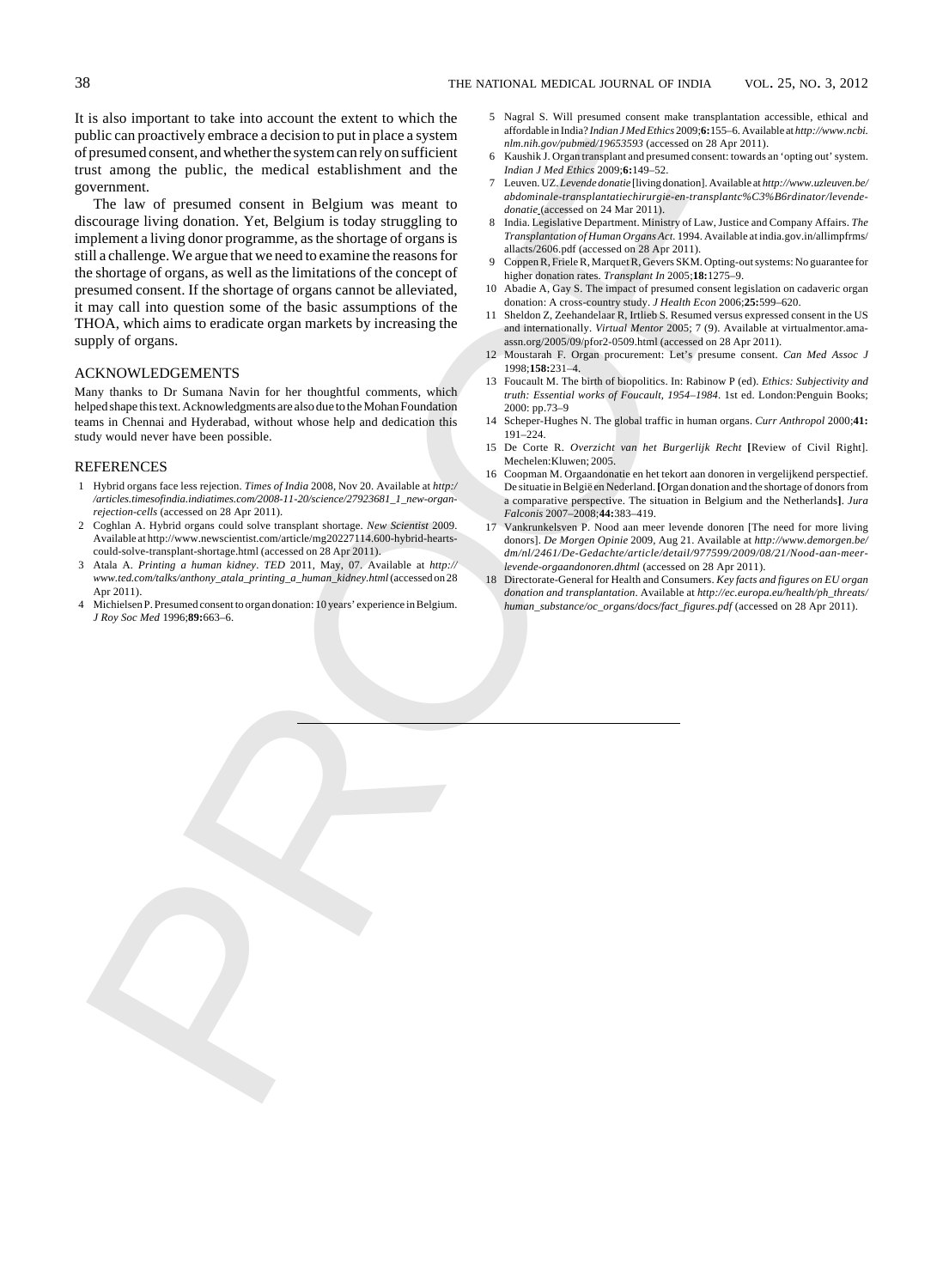It is also important to take into account the extent to which the public can proactively embrace a decision to put in place a system of presumed consent, and whether the system can rely on sufficient trust among the public, the medical establishment and the government.

The law of presumed consent in Belgium was meant to discourage living donation. Yet, Belgium is today struggling to implement a living donor programme, as the shortage of organs is still a challenge. We argue that we need to examine the reasons for the shortage of organs, as well as the limitations of the concept of presumed consent. If the shortage of organs cannot be alleviated, it may call into question some of the basic assumptions of the THOA, which aims to eradicate organ markets by increasing the supply of organs.

## ACKNOWLEDGEMENTS

Many thanks to Dr Sumana Navin for her thoughtful comments, which helped shape this text. Acknowledgments are also due to the Mohan Foundation teams in Chennai and Hyderabad, without whose help and dedication this study would never have been possible.

## REFERENCES

1. Hybrid organs face less rejection. *Times of India* 2008, Nov 20. Available at *http://articles.timesofindia.indiatimes.com/2008-11-20/science/27923681_1_new-organ-rejection-cells* (accessed on 28 Apr 2011).
2. Coghlan A. Hybrid organs could solve transplant shortage. *New Scientist* 2009. Available at http://www.newscientist.com/article/mg20227114.600-hybrid-hearts-could-solve-transplant-shortage.html (accessed on 28 Apr 2011).
3. Atala A. *Printing a human kidney*. *TED* 2011, May, 07. Available at *http://www.ted.com/talks/anthony_atala_printing_a_human_kidney.html* (accessed on 28 Apr 2011).
4. Michielsen P. Presumed consent to organ donation: 10 years' experience in Belgium. *J Roy Soc Med* 1996;**89:**663–6.
5. Nagral S. Will presumed consent make transplantation accessible, ethical and affordable in India? *Indian J Med Ethics* 2009;**6:**155–6. Available at *http://www.ncbi.nlm.nih.gov/pubmed/19653593* (accessed on 28 Apr 2011).
6. Kaushik J. Organ transplant and presumed consent: towards an 'opting out' system. *Indian J Med Ethics* 2009;**6:**149–52.
7. Leuven. UZ. *Levende donatie* [living donation]. Available at *http://www.uzleuven.be/abdominale-transplantatiechirurgie-en-transplantc%C3%B6rdinator/levende-donatie* (accessed on 24 Mar 2011).
8. India. Legislative Department. Ministry of Law, Justice and Company Affairs. *The Transplantation of Human Organs Act*. 1994. Available at india.gov.in/allimpfrms/allacts/2606.pdf (accessed on 28 Apr 2011).
9. Coppen R, Friele R, Marquet R, Gevers SKM. Opting-out systems: No guarantee for higher donation rates. *Transplant In* 2005;**18:**1275–9.
10. Abadie A, Gay S. The impact of presumed consent legislation on cadaveric organ donation: A cross-country study. *J Health Econ* 2006;**25:**599–620.
11. Sheldon Z, Zeehandelaar R, Irtlieb S. Resumed versus expressed consent in the US and internationally. *Virtual Mentor* 2005; 7 (9). Available at virtualmentor.ama-assn.org/2005/09/pfor2-0509.html (accessed on 28 Apr 2011).
12. Moustarah F. Organ procurement: Let's presume consent. *Can Med Assoc J* 1998;**158:**231–4.
13. Foucault M. The birth of biopolitics. In: Rabinow P (ed). *Ethics: Subjectivity and truth: Essential works of Foucault, 1954–1984*. 1st ed. London:Penguin Books; 2000: pp.73–9
14. Scheper-Hughes N. The global traffic in human organs. *Curr Anthropol* 2000;**41:** 191–224.
15. De Corte R. *Overzicht van het Burgerlijk Recht* **[**Review of Civil Right]. Mechelen:Kluwen; 2005.
16. Coopman M. Orgaandonatie en het tekort aan donoren in vergelijkend perspectief. De situatie in België en Nederland. **[**Organ donation and the shortage of donors from a comparative perspective. The situation in Belgium and the Netherlands**]**. *Jura Falconis* 2007–2008;**44:**383–419.
17. Vankrunkelsven P. Nood aan meer levende donoren [The need for more living donors]. *De Morgen Opinie* 2009, Aug 21. Available at *http://www.demorgen.be/dm/nl/2461/De-Gedachte/article/detail/977599/2009/08/21/Nood-aan-meer-levende-orgaandonoren.dhtml* (accessed on 28 Apr 2011).
18. Directorate-General for Health and Consumers. *Key facts and figures on EU organ donation and transplantation*. Available at *http://ec.europa.eu/health/ph_threats/human_substance/oc_organs/docs/fact_figures.pdf* (accessed on 28 Apr 2011).